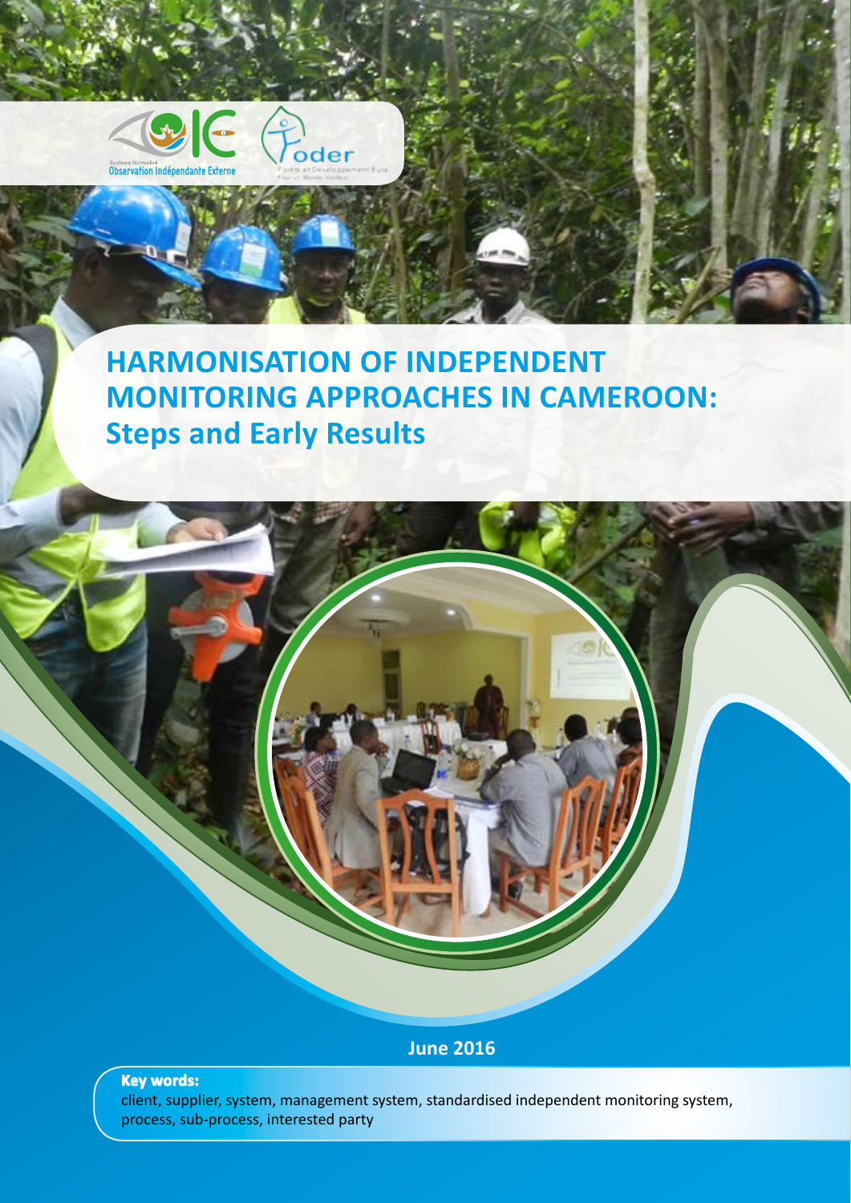# HARMONISATION OF INDEPENDENT MONITORING APPROACHES IN CAMEROON: Steps and Early Results

June 2016

**Key words:**
client, supplier, system, management system, standardised independent monitoring system, process, sub-process, interested party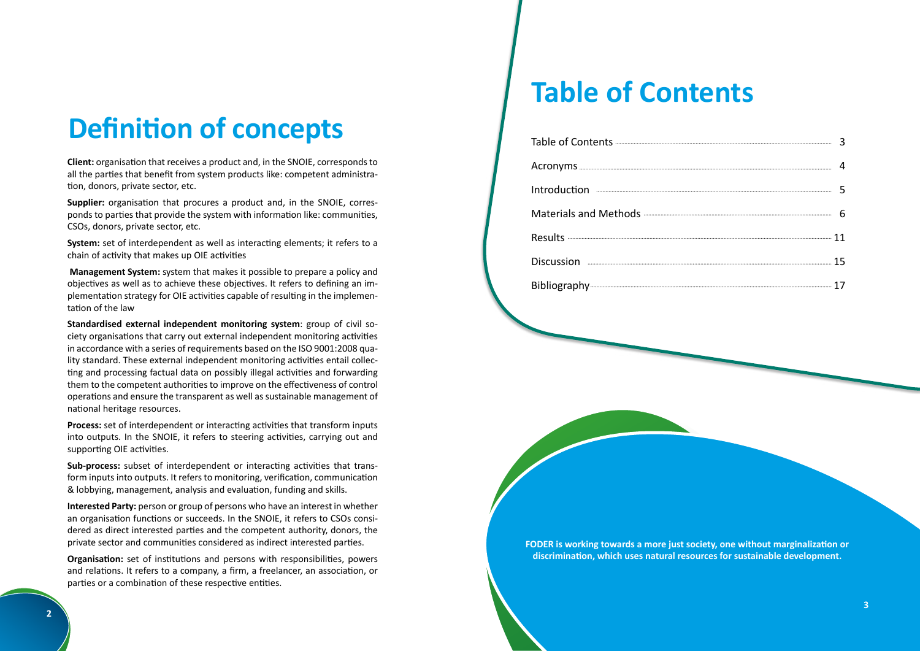# Definition of concepts

**Client:** organisation that receives a product and, in the SNOIE, corresponds to all the parties that benefit from system products like: competent administration, donors, private sector, etc.

**Supplier:** organisation that procures a product and, in the SNOIE, corresponds to parties that provide the system with information like: communities, CSOs, donors, private sector, etc.

**System:** set of interdependent as well as interacting elements; it refers to a chain of activity that makes up OIE activities

**Management System:** system that makes it possible to prepare a policy and objectives as well as to achieve these objectives. It refers to defining an implementation strategy for OIE activities capable of resulting in the implementation of the law

**Standardised external independent monitoring system**: group of civil society organisations that carry out external independent monitoring activities in accordance with a series of requirements based on the ISO 9001:2008 quality standard. These external independent monitoring activities entail collecting and processing factual data on possibly illegal activities and forwarding them to the competent authorities to improve on the effectiveness of control operations and ensure the transparent as well as sustainable management of national heritage resources.

**Process:** set of interdependent or interacting activities that transform inputs into outputs. In the SNOIE, it refers to steering activities, carrying out and supporting OIE activities.

**Sub-process:** subset of interdependent or interacting activities that transform inputs into outputs. It refers to monitoring, verification, communication & lobbying, management, analysis and evaluation, funding and skills.

**Interested Party:** person or group of persons who have an interest in whether an organisation functions or succeeds. In the SNOIE, it refers to CSOs considered as direct interested parties and the competent authority, donors, the private sector and communities considered as indirect interested parties.

**Organisation:** set of institutions and persons with responsibilities, powers and relations. It refers to a company, a firm, a freelancer, an association, or parties or a combination of these respective entities.

# Table of Contents

| | |
|---|---|
| Table of Contents | 3 |
| Acronyms | 4 |
| Introduction | 5 |
| Materials and Methods | 6 |
| Results | 11 |
| Discussion | 15 |
| Bibliography | 17 |

**FODER is working towards a more just society, one without marginalization or discrimination, which uses natural resources for sustainable development.**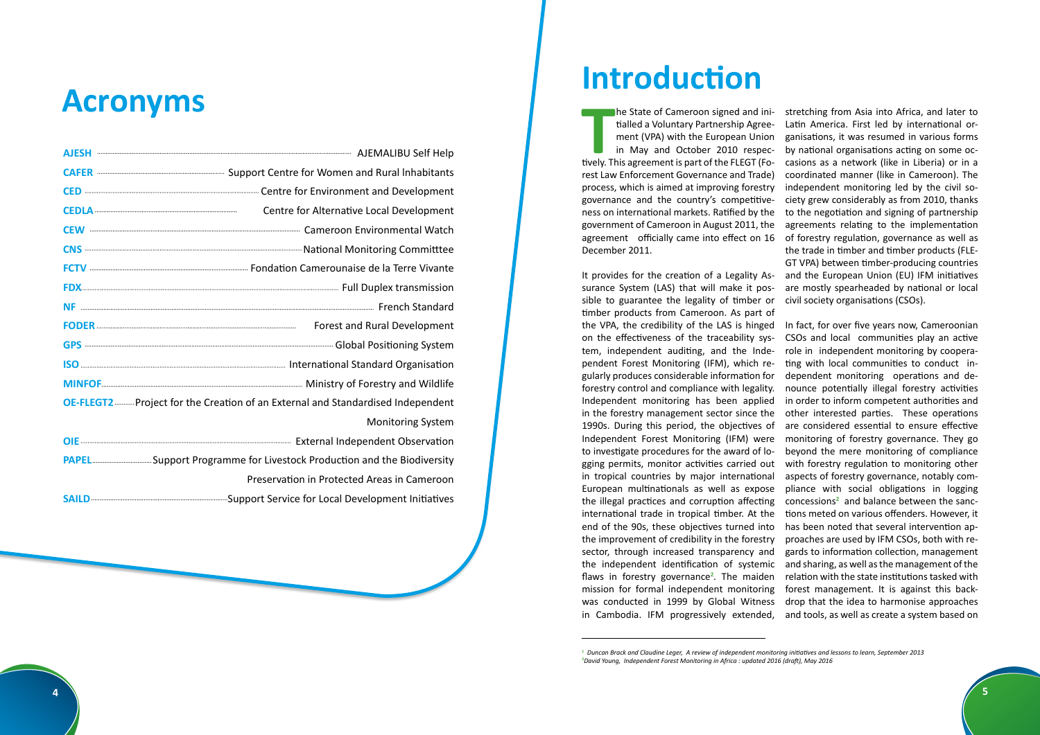# Acronyms

| | |
|---|---|
| **AJESH** | AJEMALIBU Self Help |
| **CAFER** | Support Centre for Women and Rural Inhabitants |
| **CED** | Centre for Environment and Development |
| **CEDLA** | Centre for Alternative Local Development |
| **CEW** | Cameroon Environmental Watch |
| **CNS** | National Monitoring Committtee |
| **FCTV** | Fondation Camerounaise de la Terre Vivante |
| **FDX** | Full Duplex transmission |
| **NF** | French Standard |
| **FODER** | Forest and Rural Development |
| **GPS** | Global Positioning System |
| **ISO** | International Standard Organisation |
| **MINFOF** | Ministry of Forestry and Wildlife |
| **OE-FLEGT2** | Project for the Creation of an External and Standardised Independent Monitoring System |
| **OIE** | External Independent Observation |
| **PAPEL** | Support Programme for Livestock Production and the Biodiversity Preservation in Protected Areas in Cameroon |
| **SAILD** | Support Service for Local Development Initiatives |

# Introduction

The State of Cameroon signed and initialled a Voluntary Partnership Agreement (VPA) with the European Union in May and October 2010 respectively. This agreement is part of the FLEGT (Forest Law Enforcement Governance and Trade) process, which is aimed at improving forestry governance and the country's competitiveness on international markets. Ratified by the government of Cameroon in August 2011, the agreement officially came into effect on 16 December 2011.

It provides for the creation of a Legality Assurance System (LAS) that will make it possible to guarantee the legality of timber or timber products from Cameroon. As part of the VPA, the credibility of the LAS is hinged on the effectiveness of the traceability system, independent auditing, and the Independent Forest Monitoring (IFM), which regularly produces considerable information for forestry control and compliance with legality. Independent monitoring has been applied in the forestry management sector since the 1990s. During this period, the objectives of Independent Forest Monitoring (IFM) were to investigate procedures for the award of logging permits, monitor activities carried out in tropical countries by major international European multinationals as well as expose the illegal practices and corruption affecting international trade in tropical timber. At the end of the 90s, these objectives turned into the improvement of credibility in the forestry sector, through increased transparency and the independent identification of systemic flaws in forestry governance[2]. The maiden mission for formal independent monitoring was conducted in 1999 by Global Witness in Cambodia. IFM progressively extended, stretching from Asia into Africa, and later to Latin America. First led by international organisations, it was resumed in various forms by national organisations acting on some occasions as a network (like in Liberia) or in a coordinated manner (like in Cameroon). The independent monitoring led by the civil society grew considerably as from 2010, thanks to the negotiation and signing of partnership agreements relating to the implementation of forestry regulation, governance as well as the trade in timber and timber products (FLEGT VPA) between timber-producing countries and the European Union (EU) IFM initiatives are mostly spearheaded by national or local civil society organisations (CSOs).

In fact, for over five years now, Cameroonian CSOs and local communities play an active role in independent monitoring by cooperating with local communities to conduct independent monitoring operations and denounce potentially illegal forestry activities in order to inform competent authorities and other interested parties. These operations are considered essential to ensure effective monitoring of forestry governance. They go beyond the mere monitoring of compliance with forestry regulation to monitoring other aspects of forestry governance, notably compliance with social obligations in logging concessions[2] and balance between the sanctions meted on various offenders. However, it has been noted that several intervention approaches are used by IFM CSOs, both with regards to information collection, management and sharing, as well as the management of the relation with the state institutions tasked with forest management. It is against this backdrop that the idea to harmonise approaches and tools, as well as create a system based on

---

[1] *Duncan Brack and Claudine Leger, A review of independent monitoring initiatives and lessons to learn, September 2013*

[2] *David Young, Independent Forest Monitoring in Africa : updated 2016 (draft), May 2016*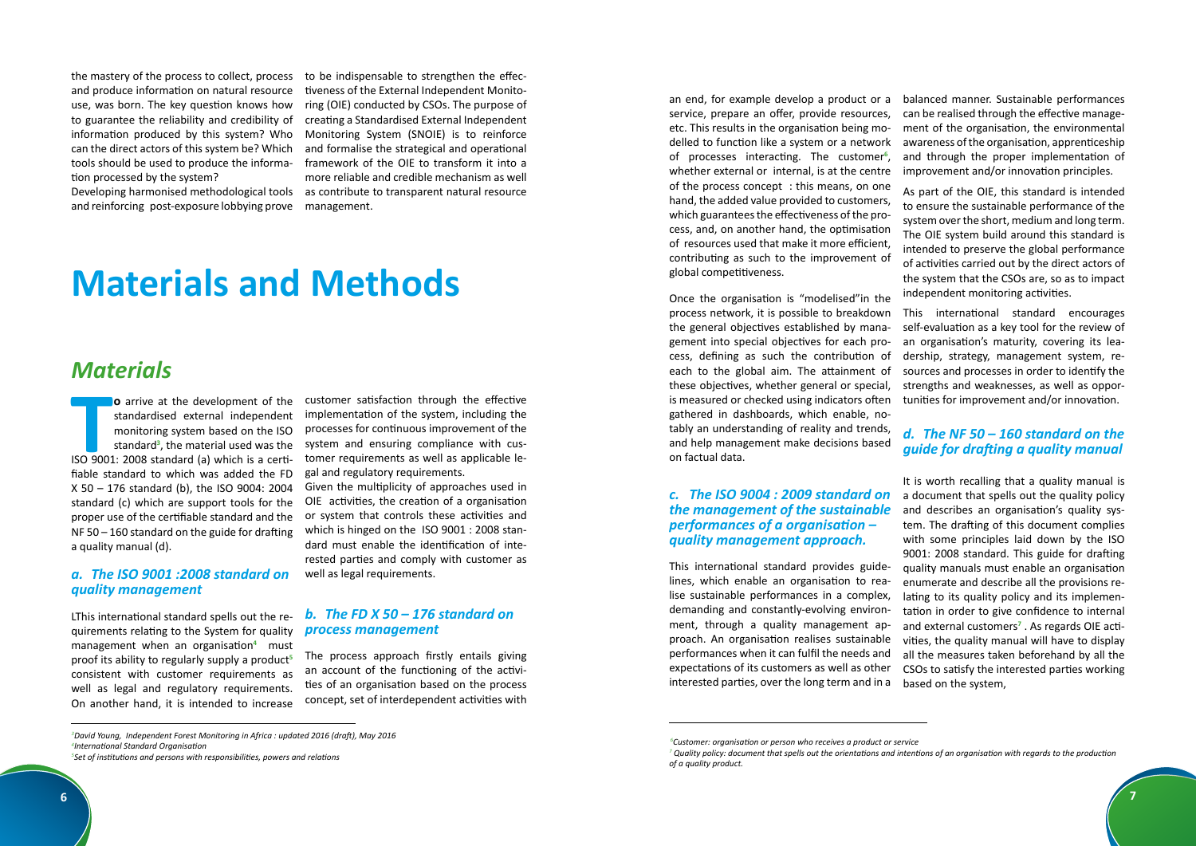the mastery of the process to collect, process and produce information on natural resource use, was born. The key question knows how to guarantee the reliability and credibility of information produced by this system? Who can the direct actors of this system be? Which tools should be used to produce the information processed by the system?

Developing harmonised methodological tools and reinforcing post-exposure lobbying prove to be indispensable to strengthen the effectiveness of the External Independent Monitoring (OIE) conducted by CSOs. The purpose of creating a Standardised External Independent Monitoring System (SNOIE) is to reinforce and formalise the strategical and operational framework of the OIE to transform it into a more reliable and credible mechanism as well as contribute to transparent natural resource management.

# Materials and Methods

## *Materials*

**To** arrive at the development of the standardised external independent monitoring system based on the ISO standard[3], the material used was the ISO 9001: 2008 standard (a) which is a certifiable standard to which was added the FD X 50 – 176 standard (b), the ISO 9004: 2004 standard (c) which are support tools for the proper use of the certifiable standard and the NF 50 – 160 standard on the guide for drafting a quality manual (d).

### *a. The ISO 9001 :2008 standard on quality management*

LThis international standard spells out the requirements relating to the System for quality management when an organisation[4] must proof its ability to regularly supply a product[5] consistent with customer requirements as well as legal and regulatory requirements. On another hand, it is intended to increase customer satisfaction through the effective implementation of the system, including the processes for continuous improvement of the system and ensuring compliance with customer requirements as well as applicable legal and regulatory requirements.

Given the multiplicity of approaches used in OIE activities, the creation of a organisation or system that controls these activities and which is hinged on the ISO 9001 : 2008 standard must enable the identification of interested parties and comply with customer as well as legal requirements.

### *b. The FD X 50 – 176 standard on process management*

The process approach firstly entails giving an account of the functioning of the activities of an organisation based on the process concept, set of interdependent activities with an end, for example develop a product or a service, prepare an offer, provide resources, etc. This results in the organisation being modelled to function like a system or a network of processes interacting. The customer[6], whether external or internal, is at the centre of the process concept : this means, on one hand, the added value provided to customers, which guarantees the effectiveness of the process, and, on another hand, the optimisation of resources used that make it more efficient, contributing as such to the improvement of global competitiveness.

Once the organisation is "modelised"in the process network, it is possible to breakdown the general objectives established by management into special objectives for each process, defining as such the contribution of each to the global aim. The attainment of these objectives, whether general or special, is measured or checked using indicators often gathered in dashboards, which enable, notably an understanding of reality and trends, and help management make decisions based on factual data.

### *c. The ISO 9004 : 2009 standard on the management of the sustainable performances of a organisation – quality management approach.*

This international standard provides guidelines, which enable an organisation to realise sustainable performances in a complex, demanding and constantly-evolving environment, through a quality management approach. An organisation realises sustainable performances when it can fulfil the needs and expectations of its customers as well as other interested parties, over the long term and in a balanced manner. Sustainable performances can be realised through the effective management of the organisation, the environmental awareness of the organisation, apprenticeship and through the proper implementation of improvement and/or innovation principles.

As part of the OIE, this standard is intended to ensure the sustainable performance of the system over the short, medium and long term. The OIE system build around this standard is intended to preserve the global performance of activities carried out by the direct actors of the system that the CSOs are, so as to impact independent monitoring activities.

This international standard encourages self-evaluation as a key tool for the review of an organisation's maturity, covering its leadership, strategy, management system, resources and processes in order to identify the strengths and weaknesses, as well as opportunities for improvement and/or innovation.

### *d. The NF 50 – 160 standard on the guide for drafting a quality manual*

It is worth recalling that a quality manual is a document that spells out the quality policy and describes an organisation's quality system. The drafting of this document complies with some principles laid down by the ISO 9001: 2008 standard. This guide for drafting quality manuals must enable an organisation enumerate and describe all the provisions relating to its quality policy and its implementation in order to give confidence to internal and external customers[7] . As regards OIE activities, the quality manual will have to display all the measures taken beforehand by all the CSOs to satisfy the interested parties working based on the system,

---

[3] *David Young, Independent Forest Monitoring in Africa : updated 2016 (draft), May 2016*

[4] *International Standard Organisation*

[5] *Set of institutions and persons with responsibilities, powers and relations*

[6] *Customer: organisation or person who receives a product or service*

[7] *Quality policy: document that spells out the orientations and intentions of an organisation with regards to the production of a quality product.*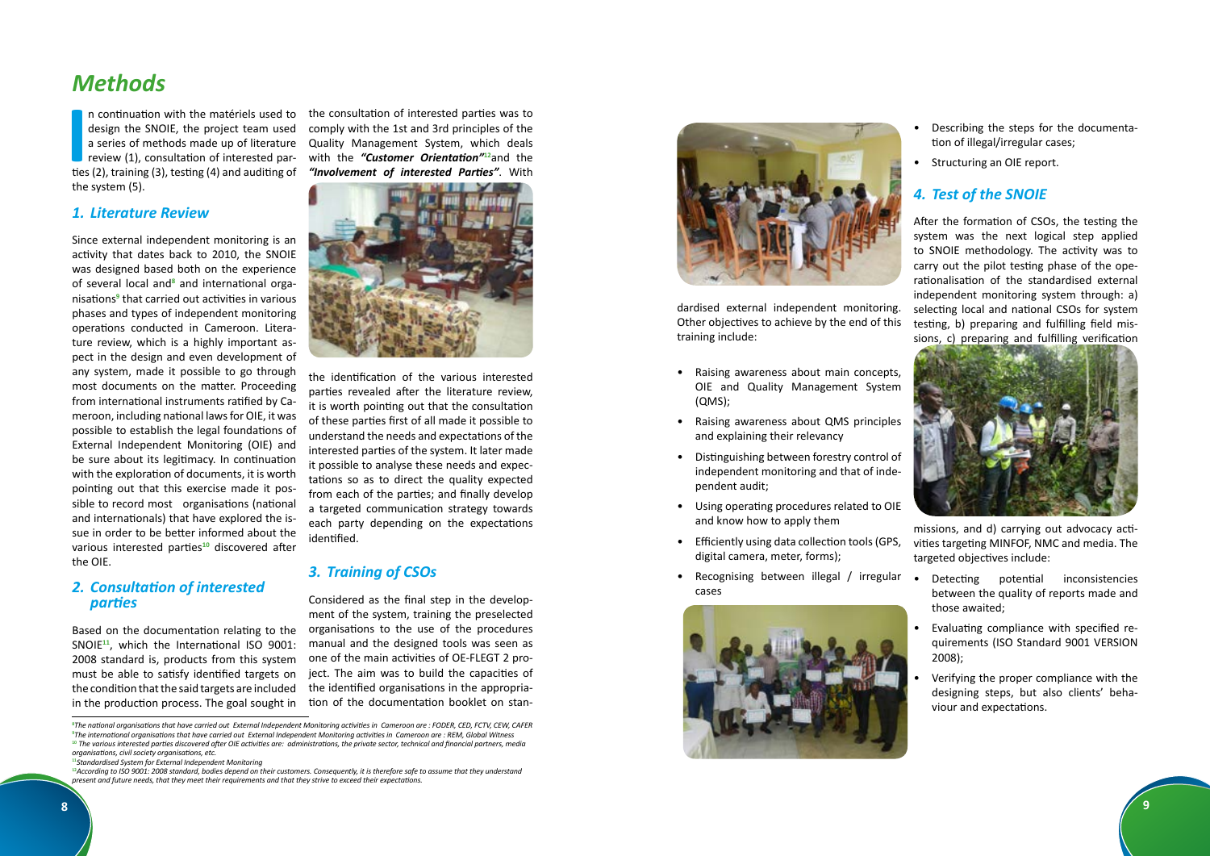# Methods

In continuation with the matériels used to design the SNOIE, the project team used a series of methods made up of literature review (1), consultation of interested parties (2), training (3), testing (4) and auditing of the system (5).

## 1. Literature Review

Since external independent monitoring is an activity that dates back to 2010, the SNOIE was designed based both on the experience of several local and[8] and international organisations[9] that carried out activities in various phases and types of independent monitoring operations conducted in Cameroon. Literature review, which is a highly important aspect in the design and even development of any system, made it possible to go through most documents on the matter. Proceeding from international instruments ratified by Cameroon, including national laws for OIE, it was possible to establish the legal foundations of External Independent Monitoring (OIE) and be sure about its legitimacy. In continuation with the exploration of documents, it is worth pointing out that this exercise made it possible to record most organisations (national and internationals) that have explored the issue in order to be better informed about the various interested parties[10] discovered after the OIE.

## 2. Consultation of interested parties

Based on the documentation relating to the SNOIE[11], which the International ISO 9001: 2008 standard is, products from this system must be able to satisfy identified targets on the condition that the said targets are included in the production process. The goal sought in the consultation of interested parties was to comply with the 1st and 3rd principles of the Quality Management System, which deals with the ***"Customer Orientation"***[12] and the ***"Involvement of interested Parties"***. With the identification of the various interested parties revealed after the literature review, it is worth pointing out that the consultation of these parties first of all made it possible to understand the needs and expectations of the interested parties of the system. It later made it possible to analyse these needs and expectations so as to direct the quality expected from each of the parties; and finally develop a targeted communication strategy towards each party depending on the expectations identified.

## 3. Training of CSOs

Considered as the final step in the development of the system, training the preselected organisations to the use of the procedures manual and the designed tools was seen as one of the main activities of OE-FLEGT 2 project. The aim was to build the capacities of the identified organisations in the appropriation of the documentation booklet on standardised external independent monitoring. Other objectives to achieve by the end of this training include:

- Raising awareness about main concepts, OIE and Quality Management System (QMS);
- Raising awareness about QMS principles and explaining their relevancy
- Distinguishing between forestry control of independent monitoring and that of independent audit;
- Using operating procedures related to OIE and know how to apply them
- Efficiently using data collection tools (GPS, digital camera, meter, forms);
- Recognising between illegal / irregular cases
- Describing the steps for the documentation of illegal/irregular cases;
- Structuring an OIE report.

## 4. Test of the SNOIE

After the formation of CSOs, the testing the system was the next logical step applied to SNOIE methodology. The activity was to carry out the pilot testing phase of the operationalisation of the standardised external independent monitoring system through: a) selecting local and national CSOs for system testing, b) preparing and fulfilling field missions, c) preparing and fulfilling verification missions, and d) carrying out advocacy activities targeting MINFOF, NMC and media. The targeted objectives include:

- Detecting potential inconsistencies between the quality of reports made and those awaited;
- Evaluating compliance with specified requirements (ISO Standard 9001 VERSION 2008);
- Verifying the proper compliance with the designing steps, but also clients' behaviour and expectations.

---

[8] *The national organisations that have carried out External Independent Monitoring activities in Cameroon are : FODER, CED, FCTV, CEW, CAFER*

[9] *The international organisations that have carried out External Independent Monitoring activities in Cameroon are : REM, Global Witness*

[10] *The various interested parties discovered after OIE activities are: administrations, the private sector, technical and financial partners, media organisations, civil society organisations, etc.*

[11] *Standardised System for External Independent Monitoring*

[12] *According to ISO 9001: 2008 standard, bodies depend on their customers. Consequently, it is therefore safe to assume that they understand present and future needs, that they meet their requirements and that they strive to exceed their expectations.*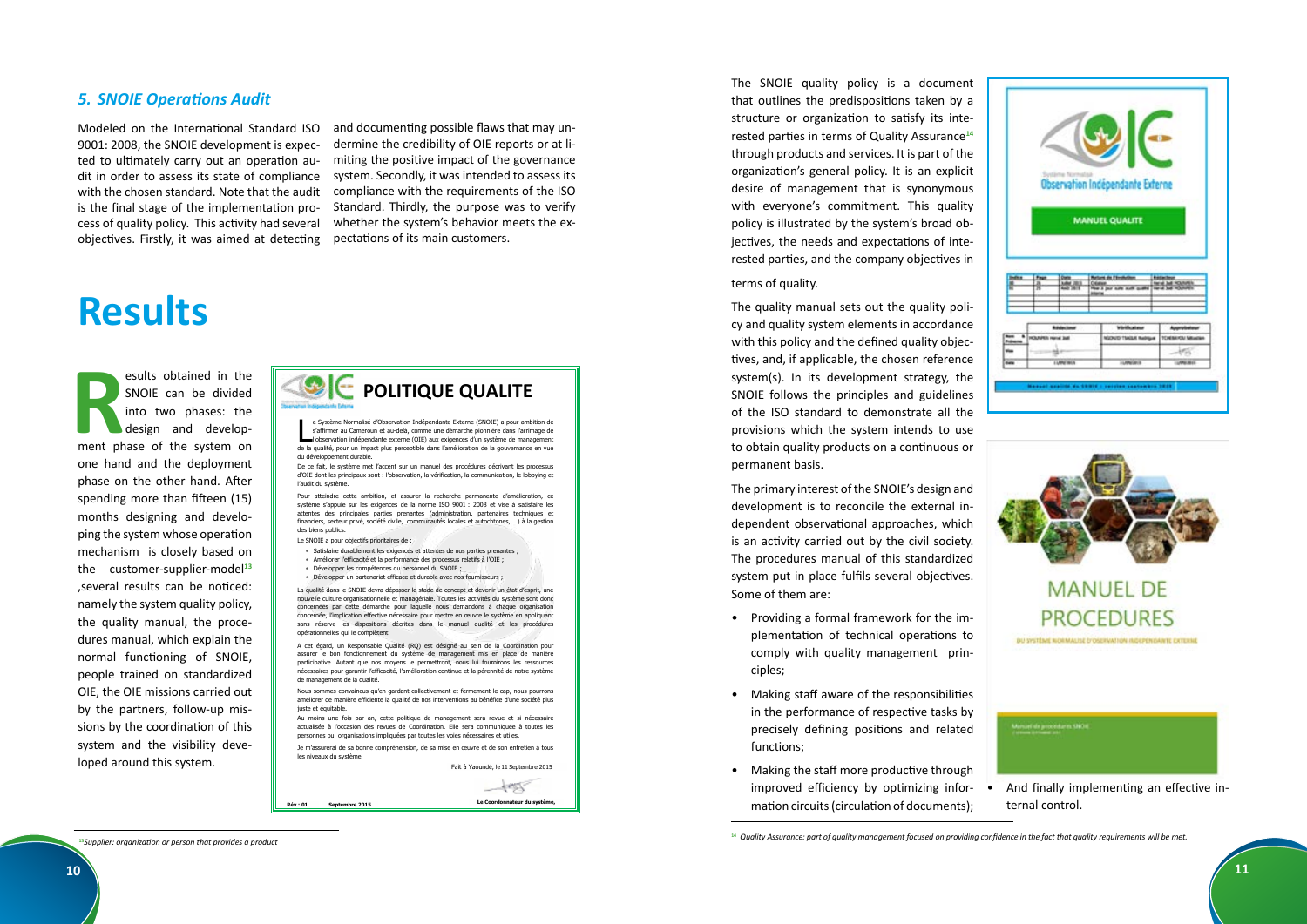### *5. SNOIE Operations Audit*

Modeled on the International Standard ISO 9001: 2008, the SNOIE development is expected to ultimately carry out an operation audit in order to assess its state of compliance with the chosen standard. Note that the audit is the final stage of the implementation process of quality policy. This activity had several objectives. Firstly, it was aimed at detecting and documenting possible flaws that may undermine the credibility of OIE reports or at limiting the positive impact of the governance system. Secondly, it was intended to assess its compliance with the requirements of the ISO Standard. Thirdly, the purpose was to verify whether the system's behavior meets the expectations of its main customers.

# Results

Results obtained in the SNOIE can be divided into two phases: the design and development phase of the system on one hand and the deployment phase on the other hand. After spending more than fifteen (15) months designing and developing the system whose operation mechanism is closely based on the customer-supplier-model[13] ,several results can be noticed: namely the system quality policy, the quality manual, the procedures manual, which explain the normal functioning of SNOIE, people trained on standardized OIE, the OIE missions carried out by the partners, follow-up missions by the coordination of this system and the visibility developed around this system.

**POLITIQUE QUALITE**

Le Système Normalisé d'Observation Indépendante Externe (SNOIE) a pour ambition de s'affirmer au Cameroun et au-delà, comme une démarche pionnière dans l'arrimage de l'observation indépendante externe (OIE) aux exigences d'un système de management de la qualité, pour un impact plus perceptible dans l'amélioration de la gouvernance en vue du développement durable.

De ce fait, le système met l'accent sur un manuel des procédures décrivant les processus d'OIE dont les principaux sont : l'observation, la vérification, la communication, le lobbying et l'audit du système.

Pour atteindre cette ambition, et assurer la recherche permanente d'amélioration, ce système s'appuie sur les exigences de la norme ISO 9001 : 2008 et vise à satisfaire les attentes des principales parties prenantes (administration, partenaires techniques et financiers, secteur privé, société civile, communautés locales et autochtones, ...) à la gestion des biens publics.

Le SNOIE a pour objectifs prioritaires de :

- Satisfaire durablement les exigences et attentes de nos parties prenantes ;
- Améliorer l'efficacité et la performance des processus relatifs à l'OIE ;
- Développer les compétences du personnel du SNOIE ;
- Développer un partenariat efficace et durable avec nos fournisseurs ;

La qualité dans le SNOIE devra dépasser le stade de concept et devenir un état d'esprit, une nouvelle culture organisationnelle et managériale. Toutes les activités du système sont donc concernées par cette démarche pour laquelle nous demandons à chaque organisation concernée, l'implication effective nécessaire pour mettre en œuvre le système en appliquant sans réserve les dispositions décrites dans le manuel qualité et les procédures opérationnelles qui le complètent.

A cet égard, un Responsable Qualité (RQ) est désigné au sein de la Coordination pour assurer le bon fonctionnement du système de management mis en place de manière participative. Autant que nos moyens le permettront, nous lui fournirons les ressources nécessaires pour garantir l'efficacité, l'amélioration continue et la pérennité de notre système de management de la qualité.

Nous sommes convaincus qu'en gardant collectivement et fermement le cap, nous pourrons améliorer de manière efficiente la qualité de nos interventions au bénéfice d'une société plus juste et équitable.

Au moins une fois par an, cette politique de management sera revue et si nécessaire actualisée à l'occasion des revues de Coordination. Elle sera communiquée à toutes les personnes ou organisations impliquées par toutes les voies nécessaires et utiles.

Je m'assurerai de sa bonne compréhension, de sa mise en œuvre et de son entretien à tous les niveaux du système.

Fait à Yaoundé, le 11 Septembre 2015

Rév : 01 — Septembre 2015 — Le Coordonnateur du système,

The SNOIE quality policy is a document that outlines the predispositions taken by a structure or organization to satisfy its interested parties in terms of Quality Assurance[14] through products and services. It is part of the organization's general policy. It is an explicit desire of management that is synonymous with everyone's commitment. This quality policy is illustrated by the system's broad objectives, the needs and expectations of interested parties, and the company objectives in terms of quality.

The quality manual sets out the quality policy and quality system elements in accordance with this policy and the defined quality objectives, and, if applicable, the chosen reference system(s). In its development strategy, the SNOIE follows the principles and guidelines of the ISO standard to demonstrate all the provisions which the system intends to use to obtain quality products on a continuous or permanent basis.

The primary interest of the SNOIE's design and development is to reconcile the external independent observational approaches, which is an activity carried out by the civil society. The procedures manual of this standardized system put in place fulfils several objectives. Some of them are:

- Providing a formal framework for the implementation of technical operations to comply with quality management principles;
- Making staff aware of the responsibilities in the performance of respective tasks by precisely defining positions and related functions;
- Making the staff more productive through improved efficiency by optimizing information circuits (circulation of documents);
- And finally implementing an effective internal control.

[13] *Supplier: organization or person that provides a product*

[14] *Quality Assurance: part of quality management focused on providing confidence in the fact that quality requirements will be met.*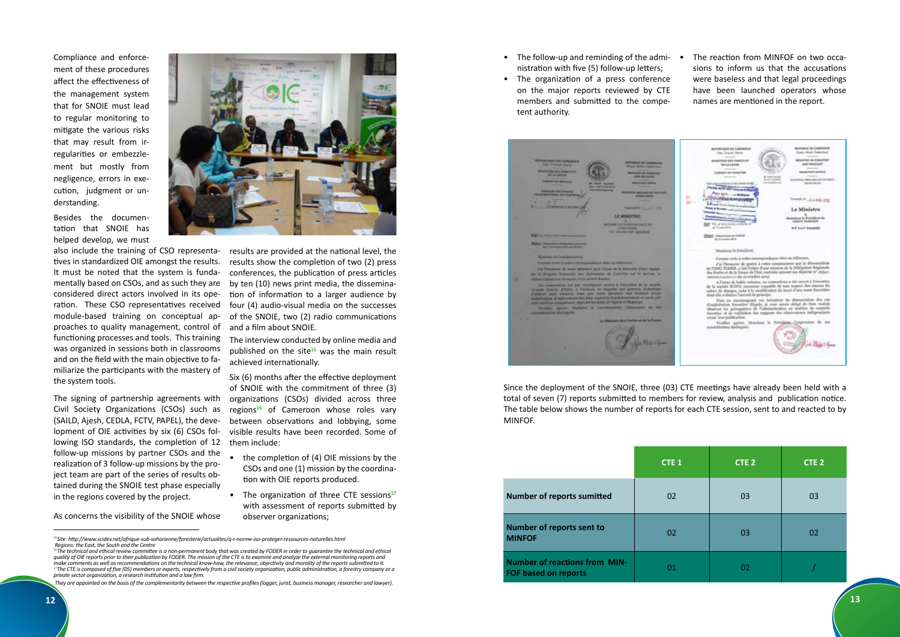Compliance and enforcement of these procedures affect the effectiveness of the management system that for SNOIE must lead to regular monitoring to mitigate the various risks that may result from irregularities or embezzlement but mostly from negligence, errors in execution, judgment or understanding.

Besides the documentation that SNOIE has helped develop, we must also include the training of CSO representatives in standardized OIE amongst the results. It must be noted that the system is fundamentally based on CSOs, and as such they are considered direct actors involved in its operation. These CSO representatives received module-based training on conceptual approaches to quality management, control of functioning processes and tools. This training was organized in sessions both in classrooms and on the field with the main objective to familiarize the participants with the mastery of the system tools.

The signing of partnership agreements with Civil Society Organizations (CSOs) such as (SAILD, Ajesh, CEDLA, FCTV, PAPEL), the development of OIE activities by six (6) CSOs following ISO standards, the completion of 12 follow-up missions by partner CSOs and the realization of 3 follow-up missions by the project team are part of the series of results obtained during the SNOIE test phase especially in the regions covered by the project.

As concerns the visibility of the SNOIE whose results are provided at the national level, the results show the completion of two (2) press conferences, the publication of press articles by ten (10) news print media, the dissemination of information to a larger audience by four (4) audio-visual media on the successes of the SNOIE, two (2) radio communications and a film about SNOIE.

The interview conducted by online media and published on the site[15] was the main result achieved internationally.

Six (6) months after the effective deployment of SNOIE with the commitment of three (3) organizations (CSOs) divided across three regions[16] of Cameroon whose roles vary between observations and lobbying, some visible results have been recorded. Some of them include:

- the completion of (4) OIE missions by the CSOs and one (1) mission by the coordination with OIE reports produced.
- The organization of three CTE sessions[17] with assessment of reports submitted by observer organizations;
- The follow-up and reminding of the administration with five (5) follow-up letters;
- The organization of a press conference on the major reports reviewed by CTE members and submitted to the competent authority.
- The reaction from MINFOF on two occasions to inform us that the accusations were baseless and that legal proceedings have been launched operators whose names are mentioned in the report.

Since the deployment of the SNOIE, three (03) CTE meetings have already been held with a total of seven (7) reports submitted to members for review, analysis and publication notice. The table below shows the number of reports for each CTE session, sent to and reacted to by MINFOF.

| | CTE 1 | CTE 2 | CTE 2 |
|---|---|---|---|
| **Number of reports sumitted** | 02 | 03 | 03 |
| **Number of reports sent to MINFOF** | 02 | 03 | 02 |
| **Number of reactions from MINFOF based on reports** | 01 | 02 | / |

---

[15] *Site: http://www.scidev.net/afrique-sub-saharienne/foresterie/actualites/q-r-norme-iso-proteger-ressources-naturelles.html*

[16] *Regions: the East, the South and the Centre*

*The technical and ethical review committee is a non-permanent body that was created by FODER in order to guarantee the technical and ethical quality of OIE reports prior to their publication by FODER. The mission of the CTE is to examine and analyze the external monitoring reports and make comments as well as recommendations on the technical know-how, the relevance, objectivity and morality of the reports submitted to it.*

[17] *The CTE is composed of five (05) members or experts, respectively from a civil society organization, public administration, a forestry company or a private sector organization, a research institution and a law firm. They are appointed on the basis of the complementarity between the respective profiles (logger, jurist, business manager, researcher and lawyer).*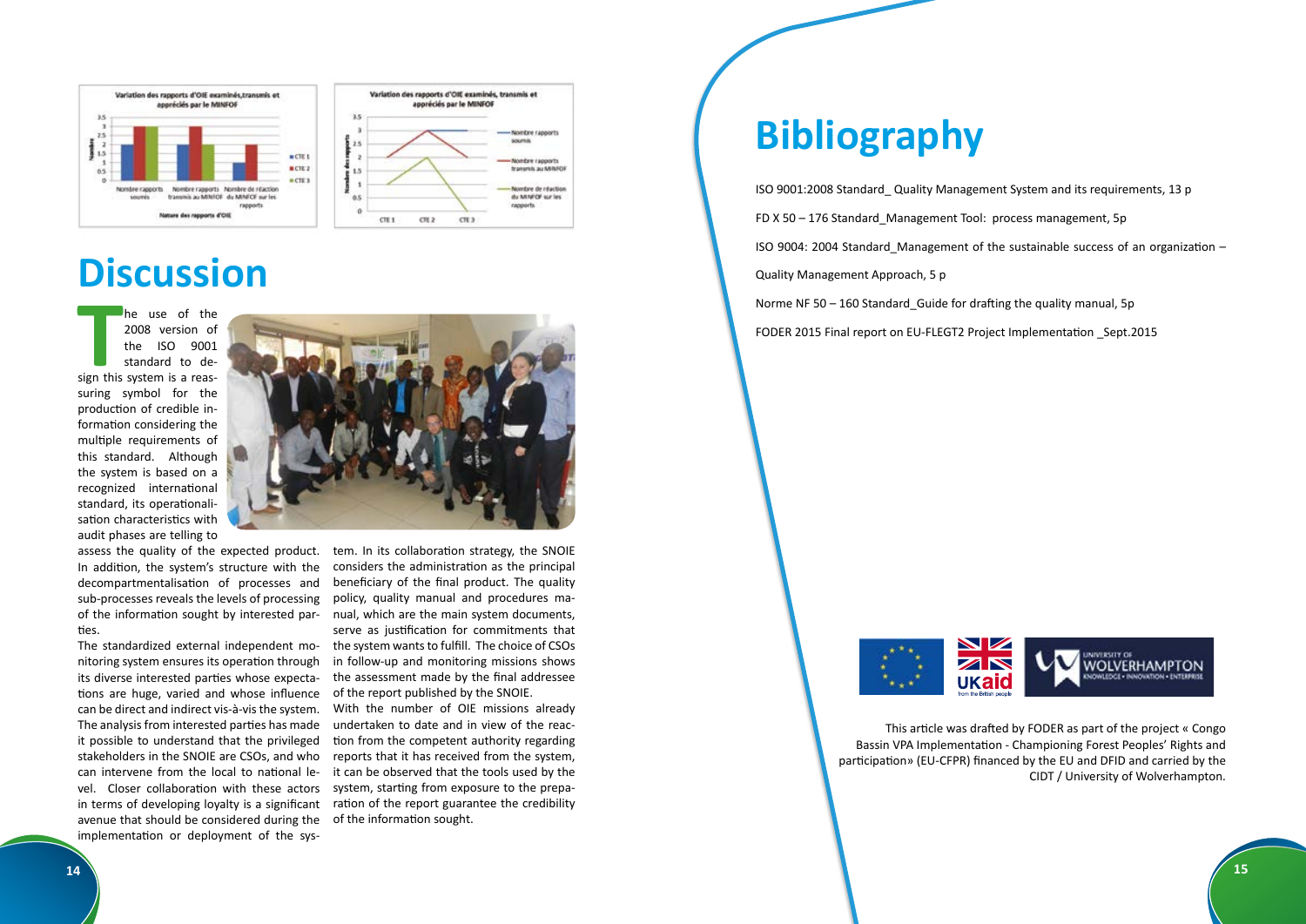# Discussion

The use of the 2008 version of the ISO 9001 standard to design this system is a reassuring symbol for the production of credible information considering the multiple requirements of this standard. Although the system is based on a recognized international standard, its operationalisation characteristics with audit phases are telling to assess the quality of the expected product. In addition, the system's structure with the decompartmentalisation of processes and sub-processes reveals the levels of processing of the information sought by interested parties.

The standardized external independent monitoring system ensures its operation through its diverse interested parties whose expectations are huge, varied and whose influence can be direct and indirect vis-à-vis the system. The analysis from interested parties has made it possible to understand that the privileged stakeholders in the SNOIE are CSOs, and who can intervene from the local to national level. Closer collaboration with these actors in terms of developing loyalty is a significant avenue that should be considered during the implementation or deployment of the system. In its collaboration strategy, the SNOIE considers the administration as the principal beneficiary of the final product. The quality policy, quality manual and procedures manual, which are the main system documents, serve as justification for commitments that the system wants to fulfill. The choice of CSOs in follow-up and monitoring missions shows the assessment made by the final addressee of the report published by the SNOIE.

With the number of OIE missions already undertaken to date and in view of the reaction from the competent authority regarding reports that it has received from the system, it can be observed that the tools used by the system, starting from exposure to the preparation of the report guarantee the credibility of the information sought.

# Bibliography

ISO 9001:2008 Standard_ Quality Management System and its requirements, 13 p

FD X 50 – 176 Standard_Management Tool: process management, 5p

ISO 9004: 2004 Standard_Management of the sustainable success of an organization – Quality Management Approach, 5 p

Norme NF 50 – 160 Standard_Guide for drafting the quality manual, 5p

FODER 2015 Final report on EU-FLEGT2 Project Implementation _Sept.2015

This article was drafted by FODER as part of the project « Congo Bassin VPA Implementation - Championing Forest Peoples' Rights and participation» (EU-CFPR) financed by the EU and DFID and carried by the CIDT / University of Wolverhampton.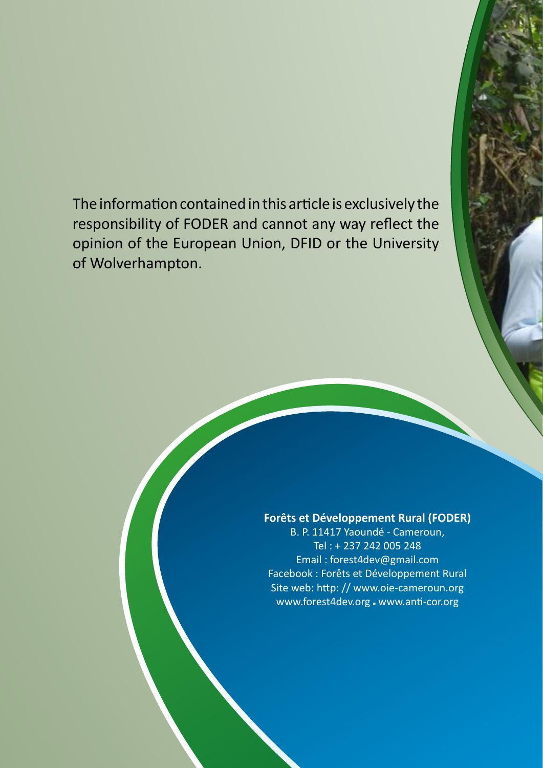The information contained in this article is exclusively the responsibility of FODER and cannot any way reflect the opinion of the European Union, DFID or the University of Wolverhampton.

**Forêts et Développement Rural (FODER)**
B. P. 11417 Yaoundé - Cameroun,
Tel : + 237 242 005 248
Email : forest4dev@gmail.com
Facebook : Forêts et Développement Rural
Site web: http: // www.oie-cameroun.org
www.forest4dev.org • www.anti-cor.org